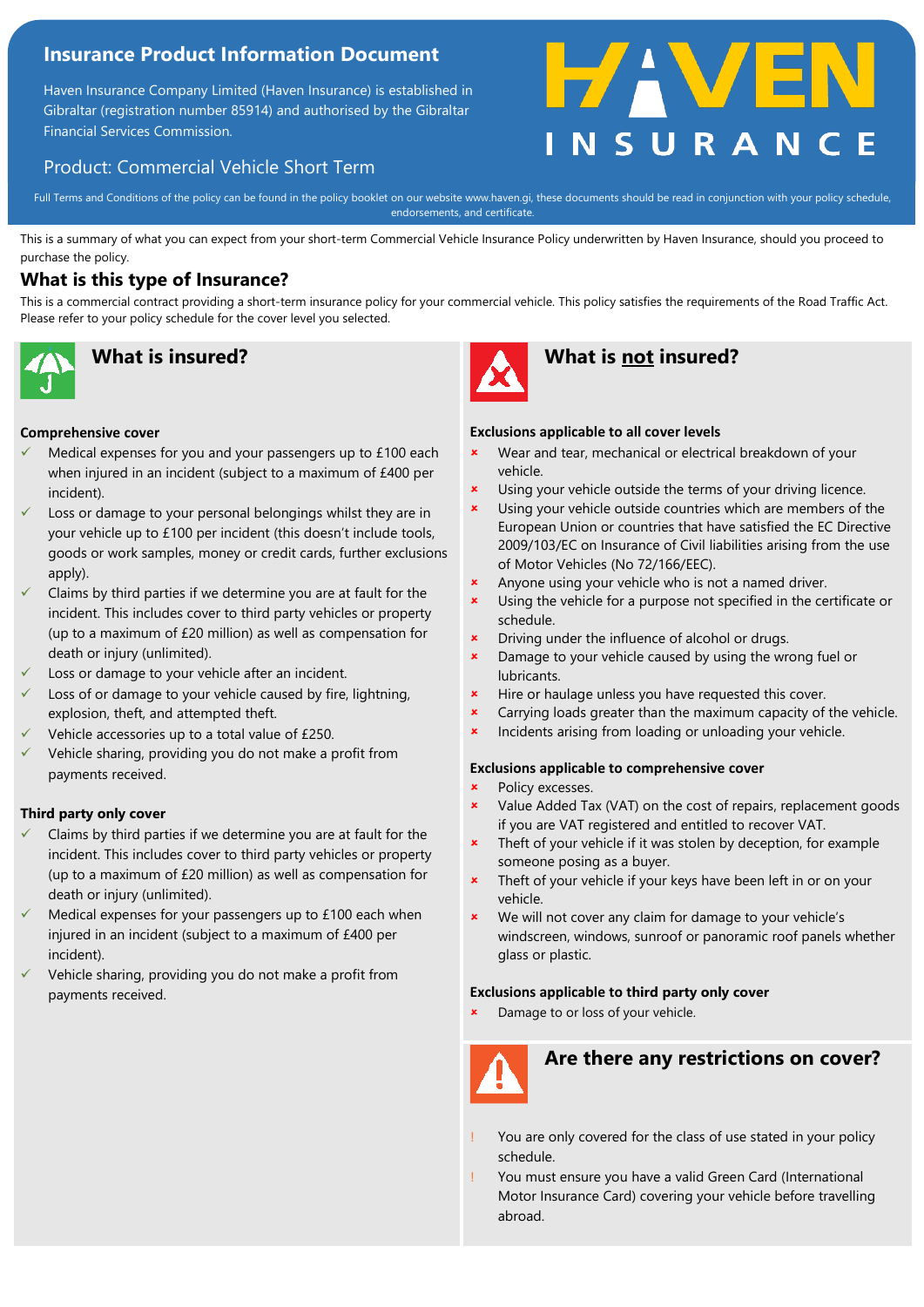# Insurance Product Information Document

Haven Insurance Company Limited (Haven Insurance) is established in Gibraltar (registration number 85914) and authorised by the Gibraltar Financial Services Commission.

Product: Commercial Vehicle Short Term

HAVEN INSURANCE

Full Terms and Conditions of the policy can be found in the policy booklet on our website www.haven.gi, these documents should be read in conjunction with your policy schedule, endorsements, and certificate.

This is a summary of what you can expect from your short-term Commercial Vehicle Insurance Policy underwritten by Haven Insurance, should you proceed to purchase the policy.

## What is this type of Insurance?

This is a commercial contract providing a short-term insurance policy for your commercial vehicle. This policy satisfies the requirements of the Road Traffic Act. Please refer to your policy schedule for the cover level you selected.

## What is insured?

**Comprehensive cover**

- ✓ Medical expenses for you and your passengers up to £100 each when injured in an incident (subject to a maximum of £400 per incident).
- ✓ Loss or damage to your personal belongings whilst they are in your vehicle up to £100 per incident (this doesn't include tools, goods or work samples, money or credit cards, further exclusions apply).
- ✓ Claims by third parties if we determine you are at fault for the incident. This includes cover to third party vehicles or property (up to a maximum of £20 million) as well as compensation for death or injury (unlimited).
- ✓ Loss or damage to your vehicle after an incident.
- ✓ Loss of or damage to your vehicle caused by fire, lightning, explosion, theft, and attempted theft.
- ✓ Vehicle accessories up to a total value of £250.
- ✓ Vehicle sharing, providing you do not make a profit from payments received.

**Third party only cover**

- ✓ Claims by third parties if we determine you are at fault for the incident. This includes cover to third party vehicles or property (up to a maximum of £20 million) as well as compensation for death or injury (unlimited).
- ✓ Medical expenses for your passengers up to £100 each when injured in an incident (subject to a maximum of £400 per incident).
- ✓ Vehicle sharing, providing you do not make a profit from payments received.

## What is not insured?

**Exclusions applicable to all cover levels**

- ✗ Wear and tear, mechanical or electrical breakdown of your vehicle.
- ✗ Using your vehicle outside the terms of your driving licence.
- ✗ Using your vehicle outside countries which are members of the European Union or countries that have satisfied the EC Directive 2009/103/EC on Insurance of Civil liabilities arising from the use of Motor Vehicles (No 72/166/EEC).
- ✗ Anyone using your vehicle who is not a named driver.
- ✗ Using the vehicle for a purpose not specified in the certificate or schedule.
- ✗ Driving under the influence of alcohol or drugs.
- ✗ Damage to your vehicle caused by using the wrong fuel or lubricants.
- ✗ Hire or haulage unless you have requested this cover.
- ✗ Carrying loads greater than the maximum capacity of the vehicle.
- ✗ Incidents arising from loading or unloading your vehicle.

**Exclusions applicable to comprehensive cover**

- ✗ Policy excesses.
- ✗ Value Added Tax (VAT) on the cost of repairs, replacement goods if you are VAT registered and entitled to recover VAT.
- ✗ Theft of your vehicle if it was stolen by deception, for example someone posing as a buyer.
- ✗ Theft of your vehicle if your keys have been left in or on your vehicle.
- ✗ We will not cover any claim for damage to your vehicle's windscreen, windows, sunroof or panoramic roof panels whether glass or plastic.

**Exclusions applicable to third party only cover**

- ✗ Damage to or loss of your vehicle.

## Are there any restrictions on cover?

- ! You are only covered for the class of use stated in your policy schedule.
- ! You must ensure you have a valid Green Card (International Motor Insurance Card) covering your vehicle before travelling abroad.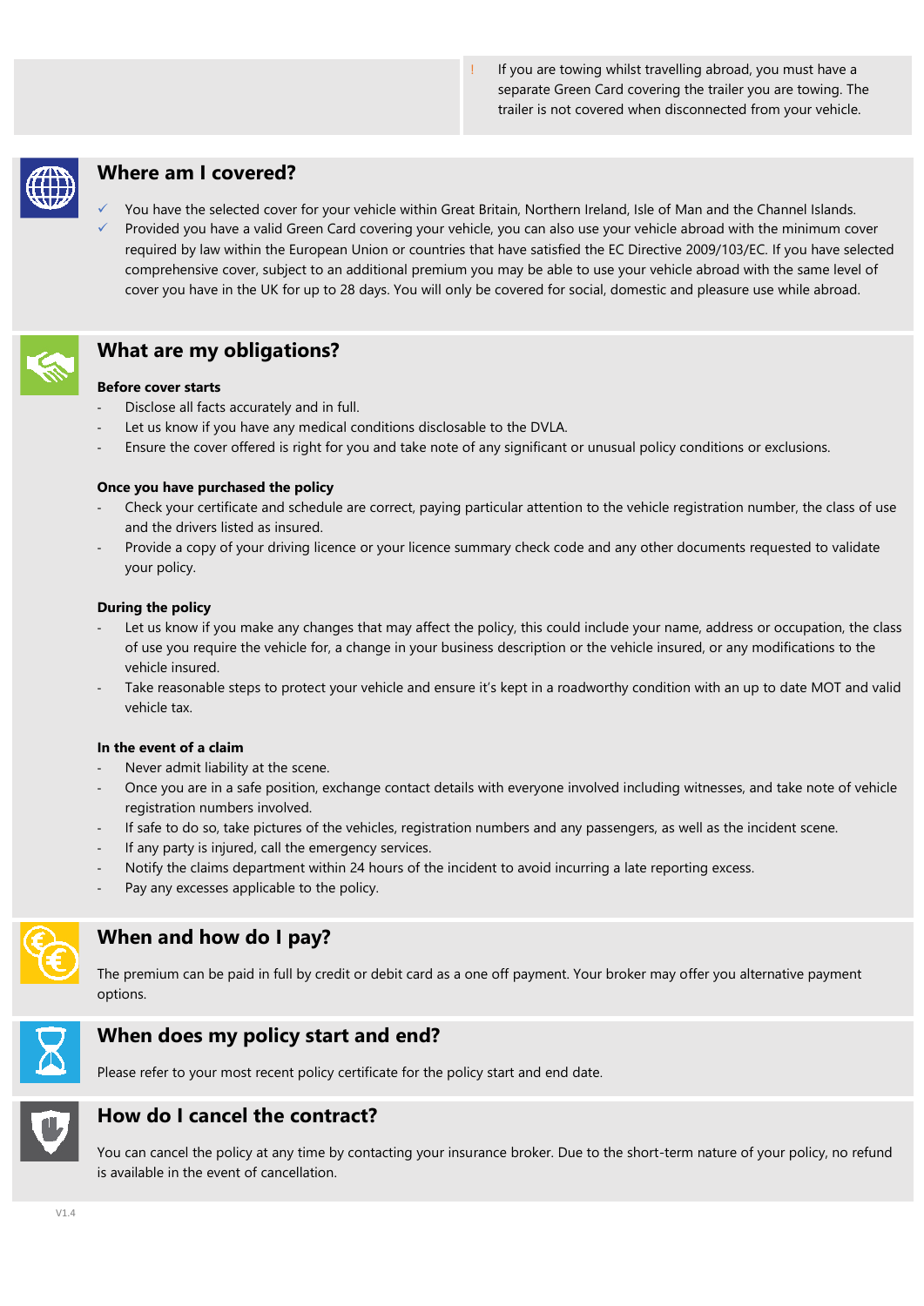! If you are towing whilst travelling abroad, you must have a separate Green Card covering the trailer you are towing. The trailer is not covered when disconnected from your vehicle.

## Where am I covered?

- ✓ You have the selected cover for your vehicle within Great Britain, Northern Ireland, Isle of Man and the Channel Islands.
- ✓ Provided you have a valid Green Card covering your vehicle, you can also use your vehicle abroad with the minimum cover required by law within the European Union or countries that have satisfied the EC Directive 2009/103/EC. If you have selected comprehensive cover, subject to an additional premium you may be able to use your vehicle abroad with the same level of cover you have in the UK for up to 28 days. You will only be covered for social, domestic and pleasure use while abroad.

## What are my obligations?

**Before cover starts**

- Disclose all facts accurately and in full.
- Let us know if you have any medical conditions disclosable to the DVLA.
- Ensure the cover offered is right for you and take note of any significant or unusual policy conditions or exclusions.

**Once you have purchased the policy**

- Check your certificate and schedule are correct, paying particular attention to the vehicle registration number, the class of use and the drivers listed as insured.
- Provide a copy of your driving licence or your licence summary check code and any other documents requested to validate your policy.

**During the policy**

- Let us know if you make any changes that may affect the policy, this could include your name, address or occupation, the class of use you require the vehicle for, a change in your business description or the vehicle insured, or any modifications to the vehicle insured.
- Take reasonable steps to protect your vehicle and ensure it's kept in a roadworthy condition with an up to date MOT and valid vehicle tax.

**In the event of a claim**

- Never admit liability at the scene.
- Once you are in a safe position, exchange contact details with everyone involved including witnesses, and take note of vehicle registration numbers involved.
- If safe to do so, take pictures of the vehicles, registration numbers and any passengers, as well as the incident scene.
- If any party is injured, call the emergency services.
- Notify the claims department within 24 hours of the incident to avoid incurring a late reporting excess.
- Pay any excesses applicable to the policy.

## When and how do I pay?

The premium can be paid in full by credit or debit card as a one off payment. Your broker may offer you alternative payment options.

## When does my policy start and end?

Please refer to your most recent policy certificate for the policy start and end date.

## How do I cancel the contract?

You can cancel the policy at any time by contacting your insurance broker. Due to the short-term nature of your policy, no refund is available in the event of cancellation.

V1.4